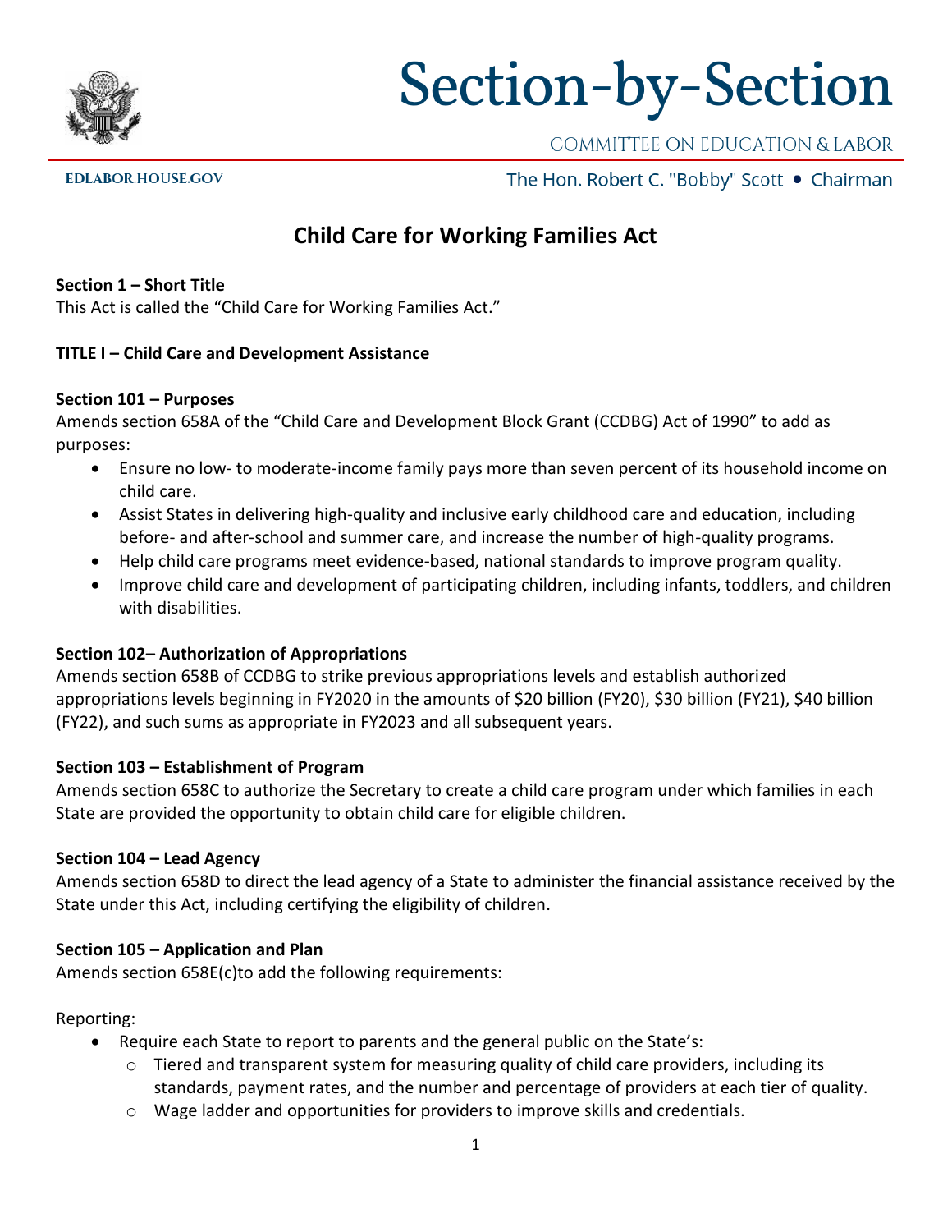# Section-by-Section

COMMITTEE ON EDUCATION & LABOR

EDLABOR.HOUSE.GOV

The Hon. Robert C. "Bobby" Scott • Chairman

## Child Care for Working Families Act

**Section 1 – Short Title**
This Act is called the "Child Care for Working Families Act."

**TITLE I – Child Care and Development Assistance**

**Section 101 – Purposes**
Amends section 658A of the "Child Care and Development Block Grant (CCDBG) Act of 1990" to add as purposes:

- Ensure no low- to moderate-income family pays more than seven percent of its household income on child care.
- Assist States in delivering high-quality and inclusive early childhood care and education, including before- and after-school and summer care, and increase the number of high-quality programs.
- Help child care programs meet evidence-based, national standards to improve program quality.
- Improve child care and development of participating children, including infants, toddlers, and children with disabilities.

**Section 102– Authorization of Appropriations**
Amends section 658B of CCDBG to strike previous appropriations levels and establish authorized appropriations levels beginning in FY2020 in the amounts of $20 billion (FY20), $30 billion (FY21), $40 billion (FY22), and such sums as appropriate in FY2023 and all subsequent years.

**Section 103 – Establishment of Program**
Amends section 658C to authorize the Secretary to create a child care program under which families in each State are provided the opportunity to obtain child care for eligible children.

**Section 104 – Lead Agency**
Amends section 658D to direct the lead agency of a State to administer the financial assistance received by the State under this Act, including certifying the eligibility of children.

**Section 105 – Application and Plan**
Amends section 658E(c)to add the following requirements:

Reporting:

- Require each State to report to parents and the general public on the State's:
  - Tiered and transparent system for measuring quality of child care providers, including its standards, payment rates, and the number and percentage of providers at each tier of quality.
  - Wage ladder and opportunities for providers to improve skills and credentials.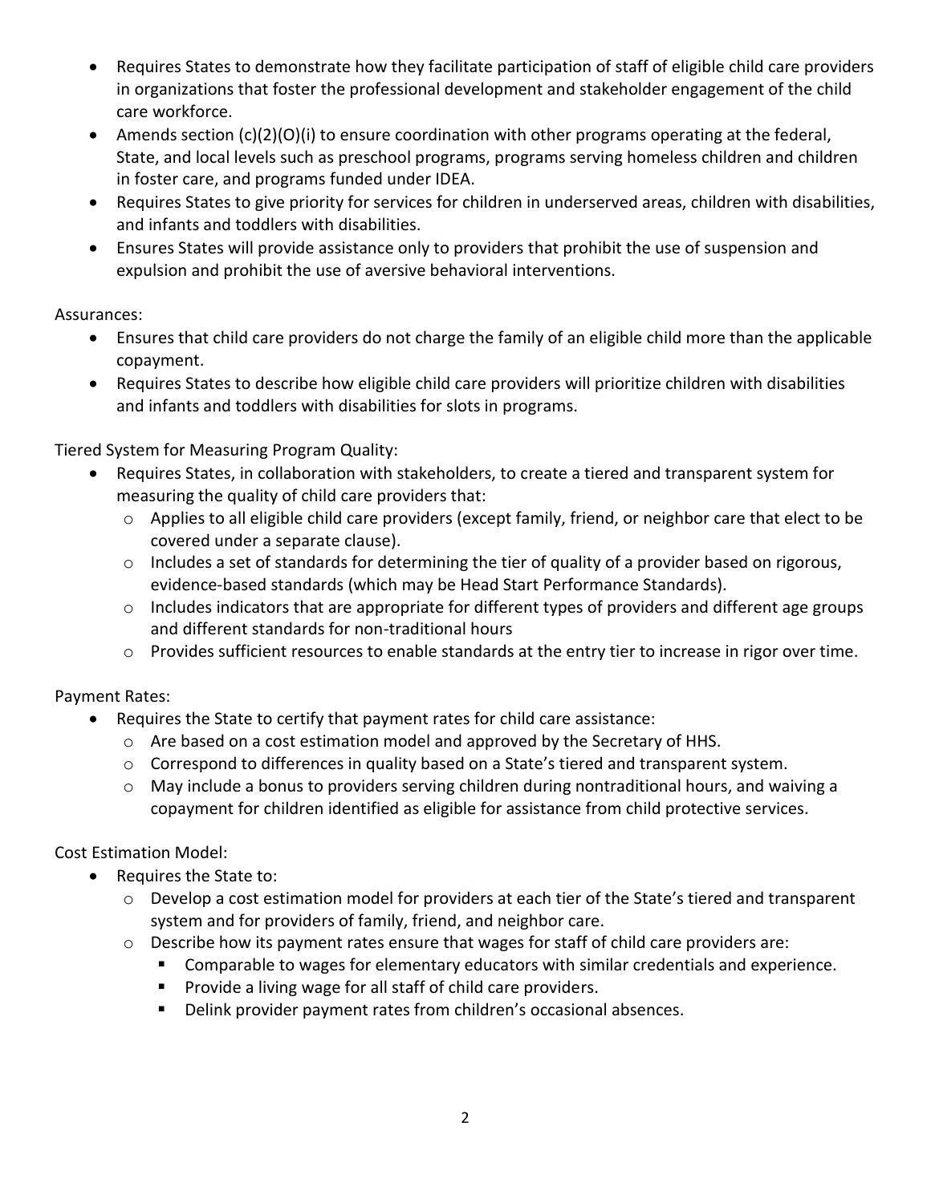- Requires States to demonstrate how they facilitate participation of staff of eligible child care providers in organizations that foster the professional development and stakeholder engagement of the child care workforce.
- Amends section (c)(2)(O)(i) to ensure coordination with other programs operating at the federal, State, and local levels such as preschool programs, programs serving homeless children and children in foster care, and programs funded under IDEA.
- Requires States to give priority for services for children in underserved areas, children with disabilities, and infants and toddlers with disabilities.
- Ensures States will provide assistance only to providers that prohibit the use of suspension and expulsion and prohibit the use of aversive behavioral interventions.

Assurances:

- Ensures that child care providers do not charge the family of an eligible child more than the applicable copayment.
- Requires States to describe how eligible child care providers will prioritize children with disabilities and infants and toddlers with disabilities for slots in programs.

Tiered System for Measuring Program Quality:

- Requires States, in collaboration with stakeholders, to create a tiered and transparent system for measuring the quality of child care providers that:
  - Applies to all eligible child care providers (except family, friend, or neighbor care that elect to be covered under a separate clause).
  - Includes a set of standards for determining the tier of quality of a provider based on rigorous, evidence-based standards (which may be Head Start Performance Standards).
  - Includes indicators that are appropriate for different types of providers and different age groups and different standards for non-traditional hours
  - Provides sufficient resources to enable standards at the entry tier to increase in rigor over time.

Payment Rates:

- Requires the State to certify that payment rates for child care assistance:
  - Are based on a cost estimation model and approved by the Secretary of HHS.
  - Correspond to differences in quality based on a State's tiered and transparent system.
  - May include a bonus to providers serving children during nontraditional hours, and waiving a copayment for children identified as eligible for assistance from child protective services.

Cost Estimation Model:

- Requires the State to:
  - Develop a cost estimation model for providers at each tier of the State's tiered and transparent system and for providers of family, friend, and neighbor care.
  - Describe how its payment rates ensure that wages for staff of child care providers are:
    - Comparable to wages for elementary educators with similar credentials and experience.
    - Provide a living wage for all staff of child care providers.
    - Delink provider payment rates from children's occasional absences.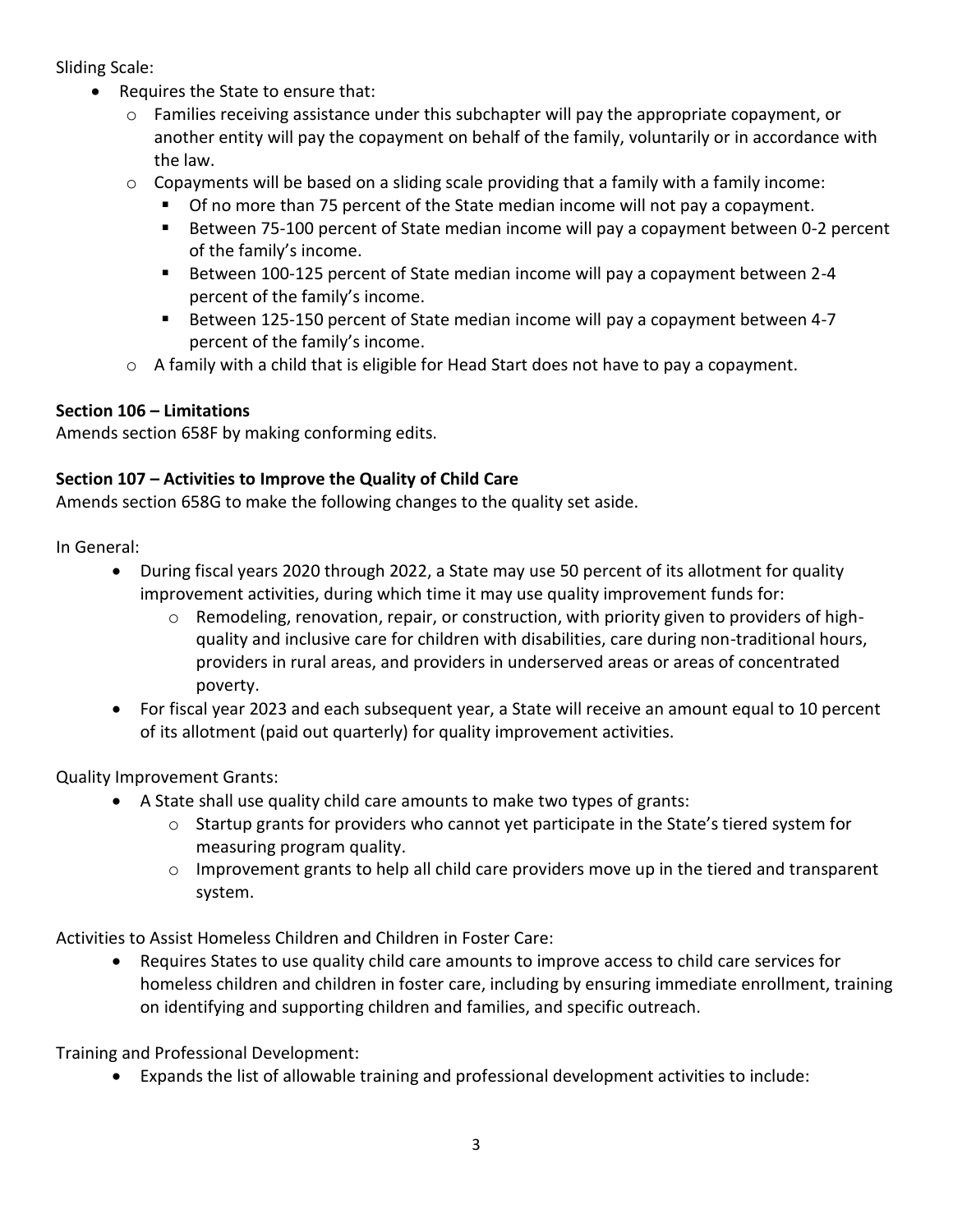Sliding Scale:

- Requires the State to ensure that:
  - Families receiving assistance under this subchapter will pay the appropriate copayment, or another entity will pay the copayment on behalf of the family, voluntarily or in accordance with the law.
  - Copayments will be based on a sliding scale providing that a family with a family income:
    - Of no more than 75 percent of the State median income will not pay a copayment.
    - Between 75-100 percent of State median income will pay a copayment between 0-2 percent of the family's income.
    - Between 100-125 percent of State median income will pay a copayment between 2-4 percent of the family's income.
    - Between 125-150 percent of State median income will pay a copayment between 4-7 percent of the family's income.
  - A family with a child that is eligible for Head Start does not have to pay a copayment.

**Section 106 – Limitations**

Amends section 658F by making conforming edits.

**Section 107 – Activities to Improve the Quality of Child Care**

Amends section 658G to make the following changes to the quality set aside.

In General:

- During fiscal years 2020 through 2022, a State may use 50 percent of its allotment for quality improvement activities, during which time it may use quality improvement funds for:
  - Remodeling, renovation, repair, or construction, with priority given to providers of high-quality and inclusive care for children with disabilities, care during non-traditional hours, providers in rural areas, and providers in underserved areas or areas of concentrated poverty.
- For fiscal year 2023 and each subsequent year, a State will receive an amount equal to 10 percent of its allotment (paid out quarterly) for quality improvement activities.

Quality Improvement Grants:

- A State shall use quality child care amounts to make two types of grants:
  - Startup grants for providers who cannot yet participate in the State's tiered system for measuring program quality.
  - Improvement grants to help all child care providers move up in the tiered and transparent system.

Activities to Assist Homeless Children and Children in Foster Care:

- Requires States to use quality child care amounts to improve access to child care services for homeless children and children in foster care, including by ensuring immediate enrollment, training on identifying and supporting children and families, and specific outreach.

Training and Professional Development:

- Expands the list of allowable training and professional development activities to include: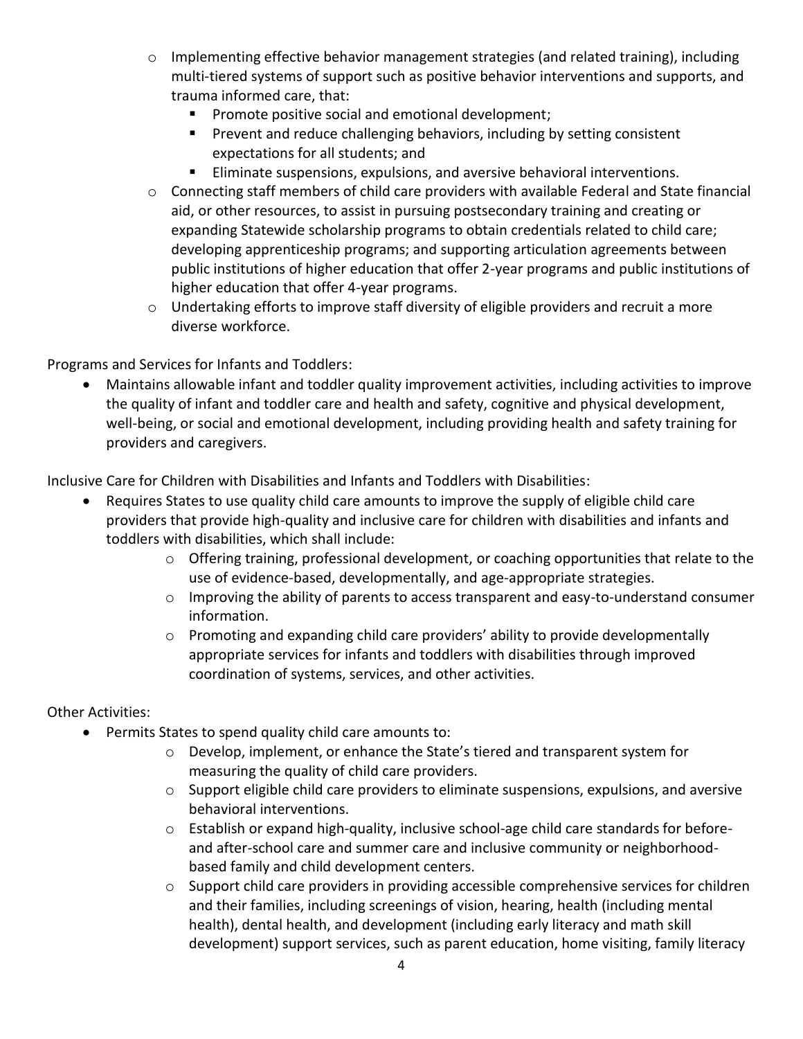- Implementing effective behavior management strategies (and related training), including multi-tiered systems of support such as positive behavior interventions and supports, and trauma informed care, that:
  - Promote positive social and emotional development;
  - Prevent and reduce challenging behaviors, including by setting consistent expectations for all students; and
  - Eliminate suspensions, expulsions, and aversive behavioral interventions.
- Connecting staff members of child care providers with available Federal and State financial aid, or other resources, to assist in pursuing postsecondary training and creating or expanding Statewide scholarship programs to obtain credentials related to child care; developing apprenticeship programs; and supporting articulation agreements between public institutions of higher education that offer 2-year programs and public institutions of higher education that offer 4-year programs.
- Undertaking efforts to improve staff diversity of eligible providers and recruit a more diverse workforce.

Programs and Services for Infants and Toddlers:

- Maintains allowable infant and toddler quality improvement activities, including activities to improve the quality of infant and toddler care and health and safety, cognitive and physical development, well-being, or social and emotional development, including providing health and safety training for providers and caregivers.

Inclusive Care for Children with Disabilities and Infants and Toddlers with Disabilities:

- Requires States to use quality child care amounts to improve the supply of eligible child care providers that provide high-quality and inclusive care for children with disabilities and infants and toddlers with disabilities, which shall include:
  - Offering training, professional development, or coaching opportunities that relate to the use of evidence-based, developmentally, and age-appropriate strategies.
  - Improving the ability of parents to access transparent and easy-to-understand consumer information.
  - Promoting and expanding child care providers' ability to provide developmentally appropriate services for infants and toddlers with disabilities through improved coordination of systems, services, and other activities.

Other Activities:

- Permits States to spend quality child care amounts to:
  - Develop, implement, or enhance the State's tiered and transparent system for measuring the quality of child care providers.
  - Support eligible child care providers to eliminate suspensions, expulsions, and aversive behavioral interventions.
  - Establish or expand high-quality, inclusive school-age child care standards for before- and after-school care and summer care and inclusive community or neighborhood-based family and child development centers.
  - Support child care providers in providing accessible comprehensive services for children and their families, including screenings of vision, hearing, health (including mental health), dental health, and development (including early literacy and math skill development) support services, such as parent education, home visiting, family literacy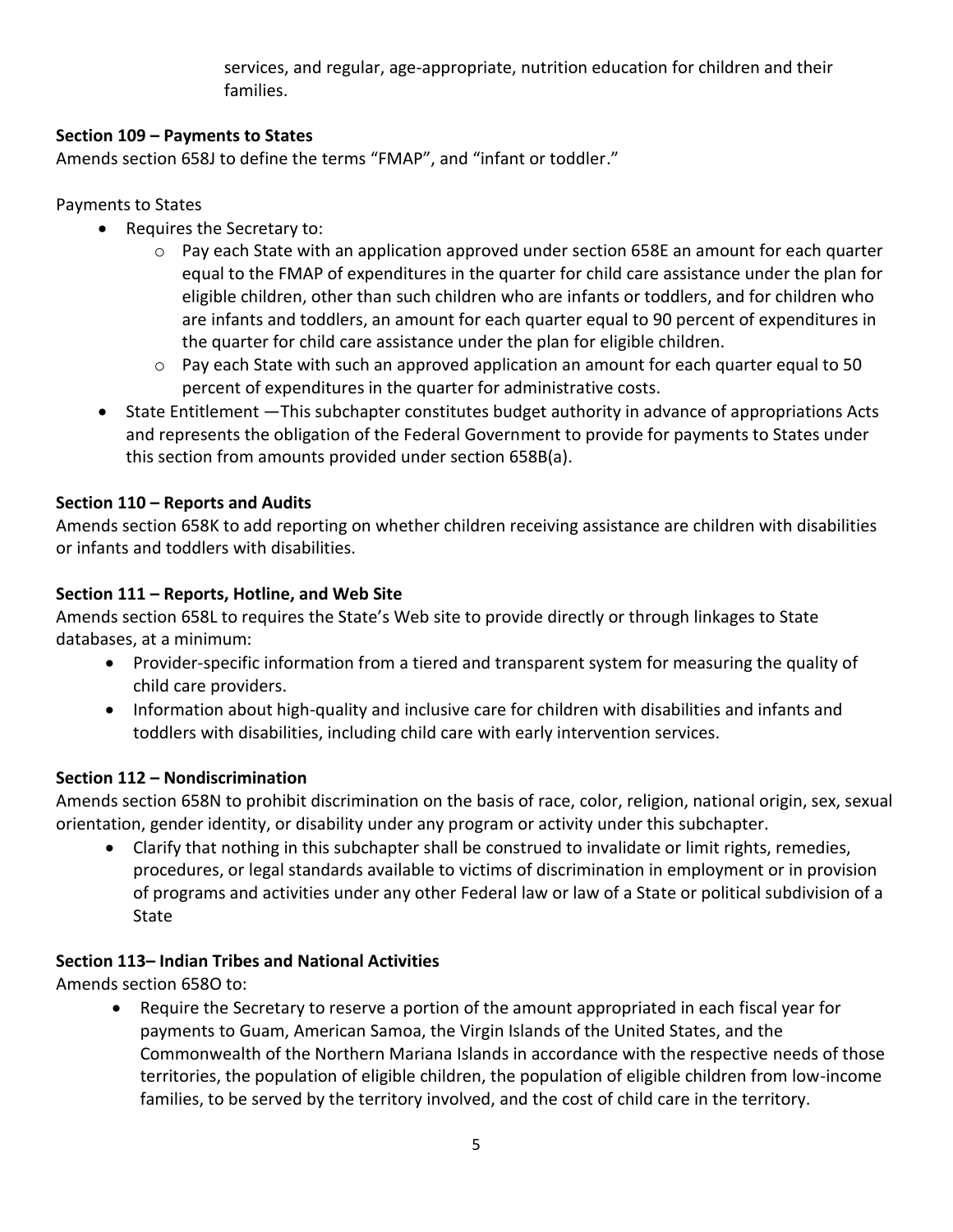services, and regular, age-appropriate, nutrition education for children and their families.

**Section 109 – Payments to States**

Amends section 658J to define the terms "FMAP", and "infant or toddler."

Payments to States

- Requires the Secretary to:
  - Pay each State with an application approved under section 658E an amount for each quarter equal to the FMAP of expenditures in the quarter for child care assistance under the plan for eligible children, other than such children who are infants or toddlers, and for children who are infants and toddlers, an amount for each quarter equal to 90 percent of expenditures in the quarter for child care assistance under the plan for eligible children.
  - Pay each State with such an approved application an amount for each quarter equal to 50 percent of expenditures in the quarter for administrative costs.
- State Entitlement —This subchapter constitutes budget authority in advance of appropriations Acts and represents the obligation of the Federal Government to provide for payments to States under this section from amounts provided under section 658B(a).

**Section 110 – Reports and Audits**

Amends section 658K to add reporting on whether children receiving assistance are children with disabilities or infants and toddlers with disabilities.

**Section 111 – Reports, Hotline, and Web Site**

Amends section 658L to requires the State's Web site to provide directly or through linkages to State databases, at a minimum:

- Provider-specific information from a tiered and transparent system for measuring the quality of child care providers.
- Information about high-quality and inclusive care for children with disabilities and infants and toddlers with disabilities, including child care with early intervention services.

**Section 112 – Nondiscrimination**

Amends section 658N to prohibit discrimination on the basis of race, color, religion, national origin, sex, sexual orientation, gender identity, or disability under any program or activity under this subchapter.

- Clarify that nothing in this subchapter shall be construed to invalidate or limit rights, remedies, procedures, or legal standards available to victims of discrimination in employment or in provision of programs and activities under any other Federal law or law of a State or political subdivision of a State

**Section 113– Indian Tribes and National Activities**

Amends section 658O to:

- Require the Secretary to reserve a portion of the amount appropriated in each fiscal year for payments to Guam, American Samoa, the Virgin Islands of the United States, and the Commonwealth of the Northern Mariana Islands in accordance with the respective needs of those territories, the population of eligible children, the population of eligible children from low-income families, to be served by the territory involved, and the cost of child care in the territory.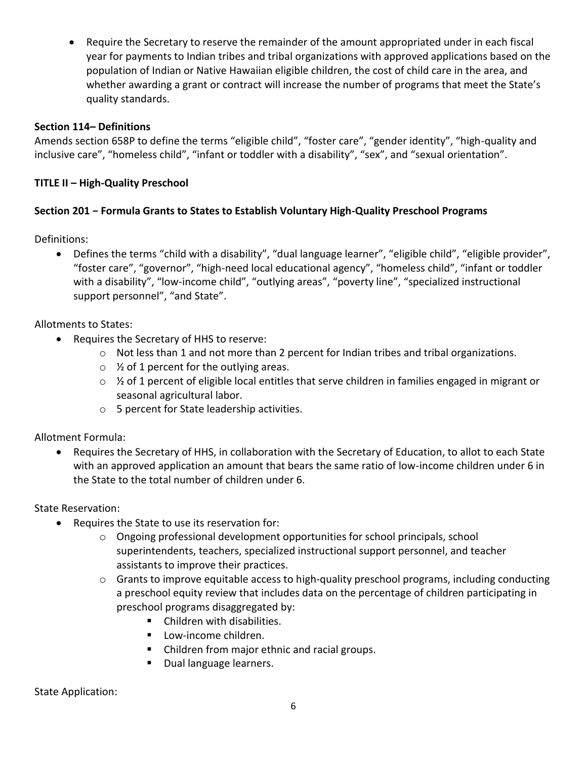- Require the Secretary to reserve the remainder of the amount appropriated under in each fiscal year for payments to Indian tribes and tribal organizations with approved applications based on the population of Indian or Native Hawaiian eligible children, the cost of child care in the area, and whether awarding a grant or contract will increase the number of programs that meet the State's quality standards.

**Section 114– Definitions**

Amends section 658P to define the terms "eligible child", "foster care", "gender identity", "high-quality and inclusive care", "homeless child", "infant or toddler with a disability", "sex", and "sexual orientation".

**TITLE II – High-Quality Preschool**

**Section 201 − Formula Grants to States to Establish Voluntary High-Quality Preschool Programs**

Definitions:

- Defines the terms "child with a disability", "dual language learner", "eligible child", "eligible provider", "foster care", "governor", "high-need local educational agency", "homeless child", "infant or toddler with a disability", "low-income child", "outlying areas", "poverty line", "specialized instructional support personnel", "and State".

Allotments to States:

- Requires the Secretary of HHS to reserve:
  - Not less than 1 and not more than 2 percent for Indian tribes and tribal organizations.
  - ½ of 1 percent for the outlying areas.
  - ½ of 1 percent of eligible local entitles that serve children in families engaged in migrant or seasonal agricultural labor.
  - 5 percent for State leadership activities.

Allotment Formula:

- Requires the Secretary of HHS, in collaboration with the Secretary of Education, to allot to each State with an approved application an amount that bears the same ratio of low-income children under 6 in the State to the total number of children under 6.

State Reservation:

- Requires the State to use its reservation for:
  - Ongoing professional development opportunities for school principals, school superintendents, teachers, specialized instructional support personnel, and teacher assistants to improve their practices.
  - Grants to improve equitable access to high-quality preschool programs, including conducting a preschool equity review that includes data on the percentage of children participating in preschool programs disaggregated by:
    - Children with disabilities.
    - Low-income children.
    - Children from major ethnic and racial groups.
    - Dual language learners.

State Application: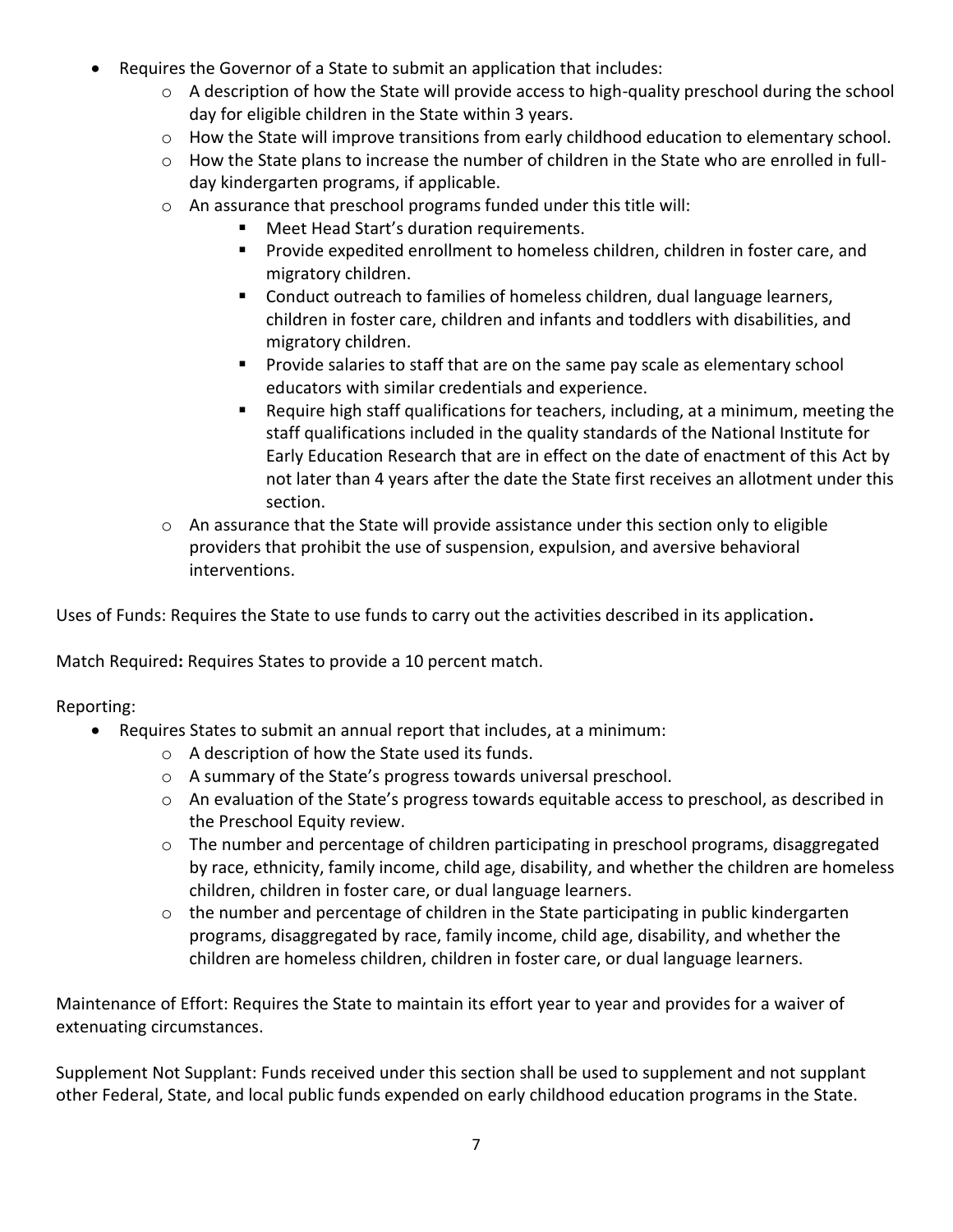- Requires the Governor of a State to submit an application that includes:
  - A description of how the State will provide access to high-quality preschool during the school day for eligible children in the State within 3 years.
  - How the State will improve transitions from early childhood education to elementary school.
  - How the State plans to increase the number of children in the State who are enrolled in full-day kindergarten programs, if applicable.
  - An assurance that preschool programs funded under this title will:
    - Meet Head Start's duration requirements.
    - Provide expedited enrollment to homeless children, children in foster care, and migratory children.
    - Conduct outreach to families of homeless children, dual language learners, children in foster care, children and infants and toddlers with disabilities, and migratory children.
    - Provide salaries to staff that are on the same pay scale as elementary school educators with similar credentials and experience.
    - Require high staff qualifications for teachers, including, at a minimum, meeting the staff qualifications included in the quality standards of the National Institute for Early Education Research that are in effect on the date of enactment of this Act by not later than 4 years after the date the State first receives an allotment under this section.
  - An assurance that the State will provide assistance under this section only to eligible providers that prohibit the use of suspension, expulsion, and aversive behavioral interventions.

Uses of Funds: Requires the State to use funds to carry out the activities described in its application**.**

Match Required**:** Requires States to provide a 10 percent match.

Reporting:

- Requires States to submit an annual report that includes, at a minimum:
  - A description of how the State used its funds.
  - A summary of the State's progress towards universal preschool.
  - An evaluation of the State's progress towards equitable access to preschool, as described in the Preschool Equity review.
  - The number and percentage of children participating in preschool programs, disaggregated by race, ethnicity, family income, child age, disability, and whether the children are homeless children, children in foster care, or dual language learners.
  - the number and percentage of children in the State participating in public kindergarten programs, disaggregated by race, family income, child age, disability, and whether the children are homeless children, children in foster care, or dual language learners.

Maintenance of Effort: Requires the State to maintain its effort year to year and provides for a waiver of extenuating circumstances.

Supplement Not Supplant: Funds received under this section shall be used to supplement and not supplant other Federal, State, and local public funds expended on early childhood education programs in the State.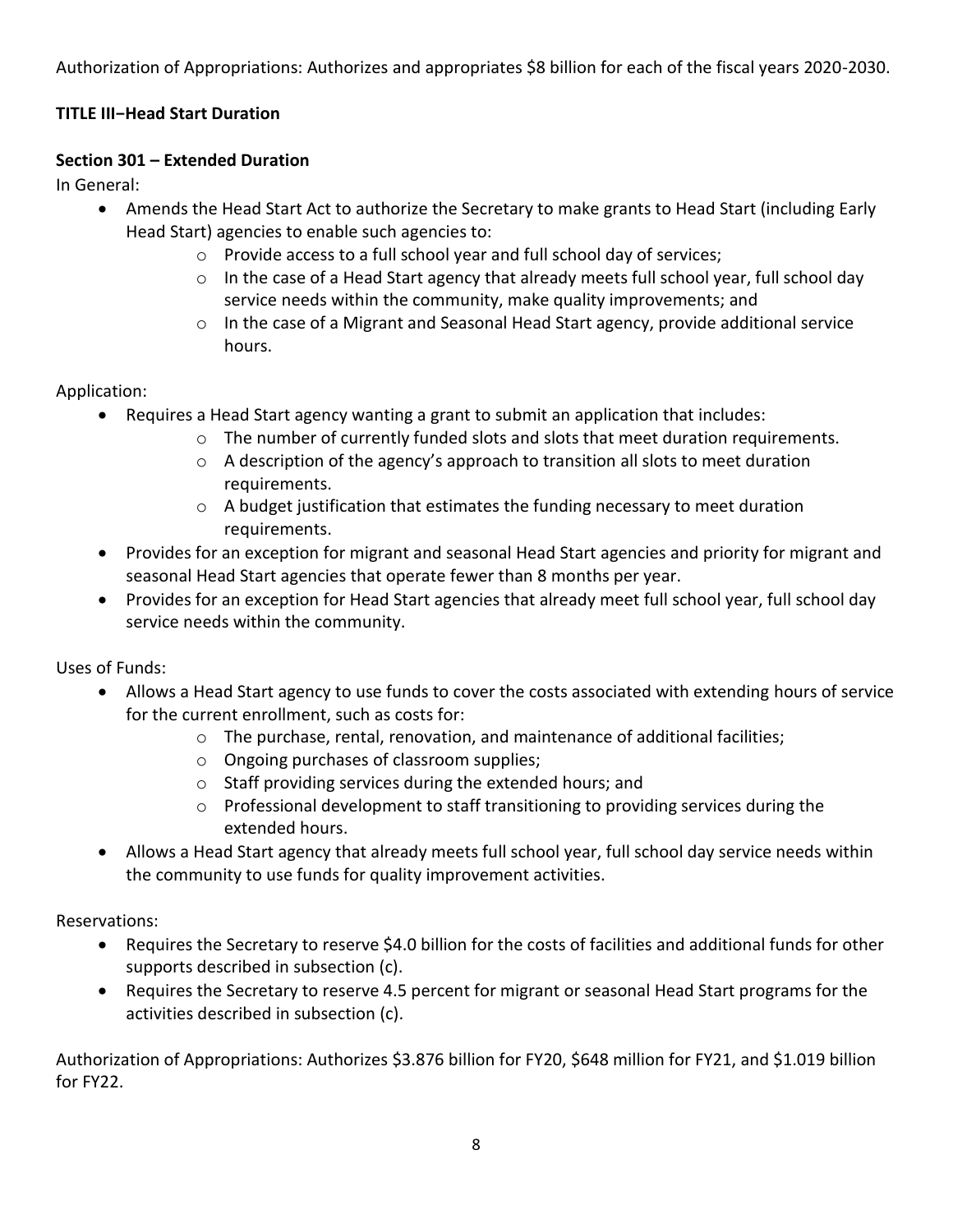Authorization of Appropriations: Authorizes and appropriates $8 billion for each of the fiscal years 2020-2030.

**TITLE III−Head Start Duration**

**Section 301 – Extended Duration**

In General:

- Amends the Head Start Act to authorize the Secretary to make grants to Head Start (including Early Head Start) agencies to enable such agencies to:
  - Provide access to a full school year and full school day of services;
  - In the case of a Head Start agency that already meets full school year, full school day service needs within the community, make quality improvements; and
  - In the case of a Migrant and Seasonal Head Start agency, provide additional service hours.

Application:

- Requires a Head Start agency wanting a grant to submit an application that includes:
  - The number of currently funded slots and slots that meet duration requirements.
  - A description of the agency's approach to transition all slots to meet duration requirements.
  - A budget justification that estimates the funding necessary to meet duration requirements.
- Provides for an exception for migrant and seasonal Head Start agencies and priority for migrant and seasonal Head Start agencies that operate fewer than 8 months per year.
- Provides for an exception for Head Start agencies that already meet full school year, full school day service needs within the community.

Uses of Funds:

- Allows a Head Start agency to use funds to cover the costs associated with extending hours of service for the current enrollment, such as costs for:
  - The purchase, rental, renovation, and maintenance of additional facilities;
  - Ongoing purchases of classroom supplies;
  - Staff providing services during the extended hours; and
  - Professional development to staff transitioning to providing services during the extended hours.
- Allows a Head Start agency that already meets full school year, full school day service needs within the community to use funds for quality improvement activities.

Reservations:

- Requires the Secretary to reserve $4.0 billion for the costs of facilities and additional funds for other supports described in subsection (c).
- Requires the Secretary to reserve 4.5 percent for migrant or seasonal Head Start programs for the activities described in subsection (c).

Authorization of Appropriations: Authorizes $3.876 billion for FY20, $648 million for FY21, and $1.019 billion for FY22.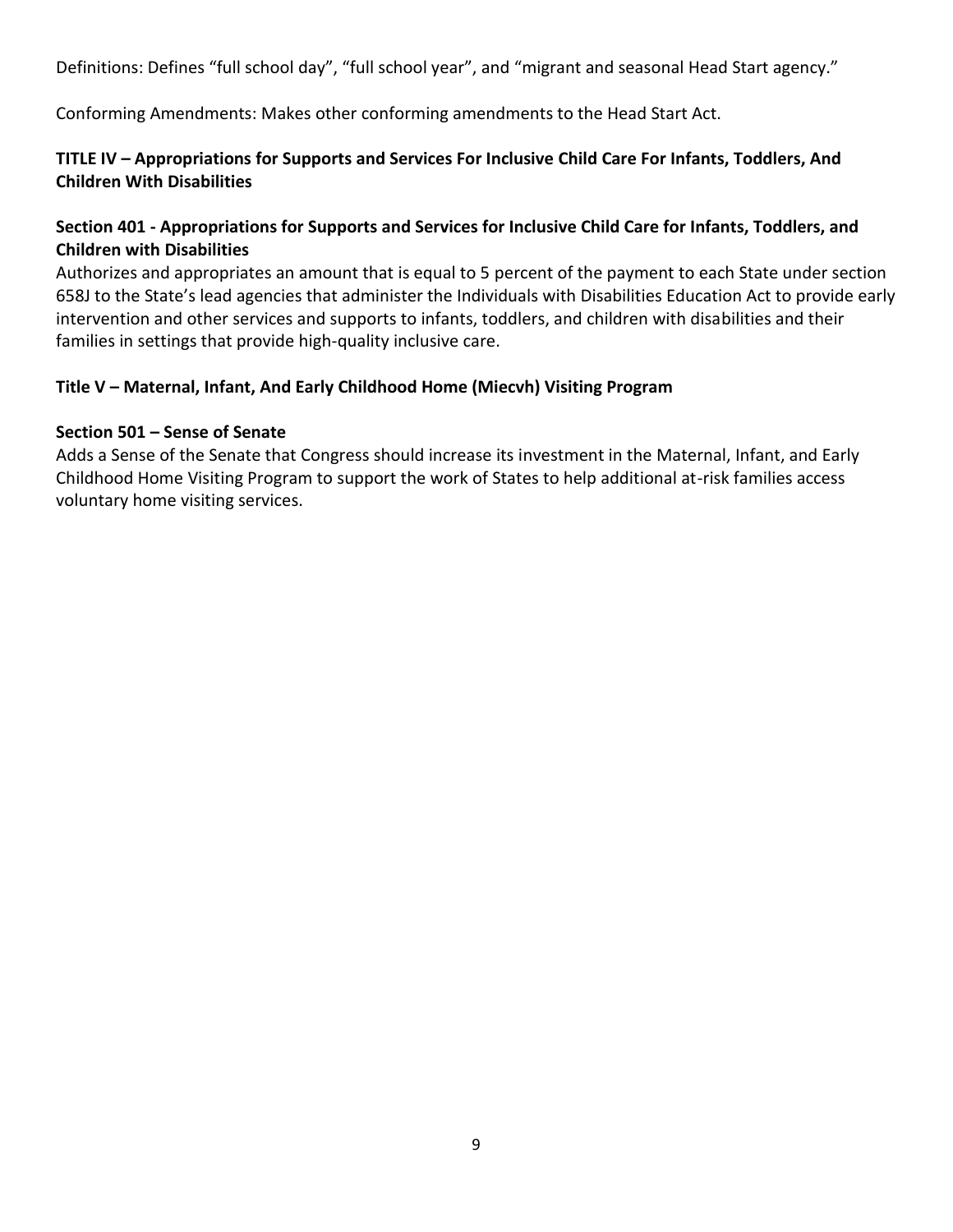Definitions: Defines "full school day", "full school year", and "migrant and seasonal Head Start agency."

Conforming Amendments: Makes other conforming amendments to the Head Start Act.

## TITLE IV – Appropriations for Supports and Services For Inclusive Child Care For Infants, Toddlers, And Children With Disabilities

### Section 401 - Appropriations for Supports and Services for Inclusive Child Care for Infants, Toddlers, and Children with Disabilities

Authorizes and appropriates an amount that is equal to 5 percent of the payment to each State under section 658J to the State's lead agencies that administer the Individuals with Disabilities Education Act to provide early intervention and other services and supports to infants, toddlers, and children with disabilities and their families in settings that provide high-quality inclusive care.

## Title V – Maternal, Infant, And Early Childhood Home (Miecvh) Visiting Program

### Section 501 – Sense of Senate

Adds a Sense of the Senate that Congress should increase its investment in the Maternal, Infant, and Early Childhood Home Visiting Program to support the work of States to help additional at-risk families access voluntary home visiting services.